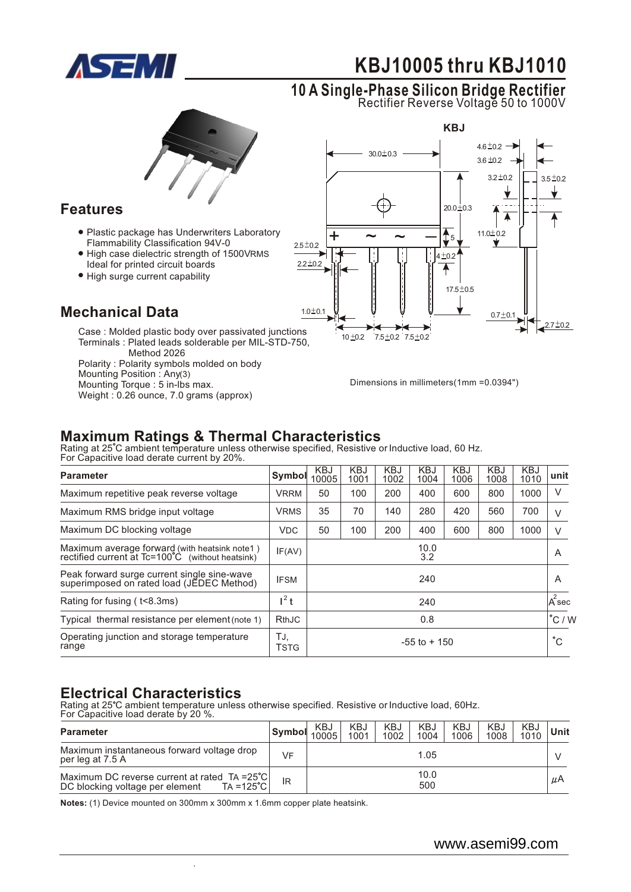# KBJ10005 thru KBJ1010

## 10 A Single-Phase Silicon Bridge Rectifier

Rectifier Reverse Voltage 50 to 1000V

## Features

- Plastic package has Underwriters Laboratory Flammability Classification 94V-0
- High case dielectric strength of 1500VRMS Ideal for printed circuit boards
- High surge current capability

## Mechanical Data

Case : Molded plastic body over passivated junctions
Terminals : Plated leads solderable per MIL-STD-750, Method 2026
Polarity : Polarity symbols molded on body
Mounting Position : Any(3)
Mounting Torque : 5 in-lbs max.
Weight : 0.26 ounce, 7.0 grams (approx)

Dimensions in millimeters(1mm =0.0394")

## Maximum Ratings & Thermal Characteristics

Rating at 25°C ambient temperature unless otherwise specified, Resistive or Inductive load, 60 Hz.
For Capacitive load derate current by 20%.

| Parameter | Symbol | KBJ 10005 | KBJ 1001 | KBJ 1002 | KBJ 1004 | KBJ 1006 | KBJ 1008 | KBJ 1010 | unit |
|---|---|---|---|---|---|---|---|---|---|
| Maximum repetitive peak reverse voltage | VRRM | 50 | 100 | 200 | 400 | 600 | 800 | 1000 | V |
| Maximum RMS bridge input voltage | VRMS | 35 | 70 | 140 | 280 | 420 | 560 | 700 | V |
| Maximum DC blocking voltage | VDC | 50 | 100 | 200 | 400 | 600 | 800 | 1000 | V |
| Maximum average forward (with heatsink note1) rectified current at Tc=100°C (without heatsink) | IF(AV) | 10.0<br>3.2 | | | | | | | A |
| Peak forward surge current single sine-wave superimposed on rated load (JEDEC Method) | IFSM | 240 | | | | | | | A |
| Rating for fusing ( t<8.3ms) | $I^2t$ | 240 | | | | | | | $A^2sec$ |
| Typical thermal resistance per element (note 1) | RthJC | 0.8 | | | | | | | °C / W |
| Operating junction and storage temperature range | TJ, TSTG | -55 to + 150 | | | | | | | °C |

## Electrical Characteristics

Rating at 25°C ambient temperature unless otherwise specified. Resistive or Inductive load, 60Hz.
For Capacitive load derate by 20 %.

| Parameter | Symbol | KBJ 10005 | KBJ 1001 | KBJ 1002 | KBJ 1004 | KBJ 1006 | KBJ 1008 | KBJ 1010 | Unit |
|---|---|---|---|---|---|---|---|---|---|
| Maximum instantaneous forward voltage drop per leg at 7.5 A | VF | 1.05 | | | | | | | V |
| Maximum DC reverse current at rated TA =25°C DC blocking voltage per element TA =125°C | IR | 10.0<br>500 | | | | | | | μA |

**Notes:** (1) Device mounted on 300mm x 300mm x 1.6mm copper plate heatsink.

www.asemi99.com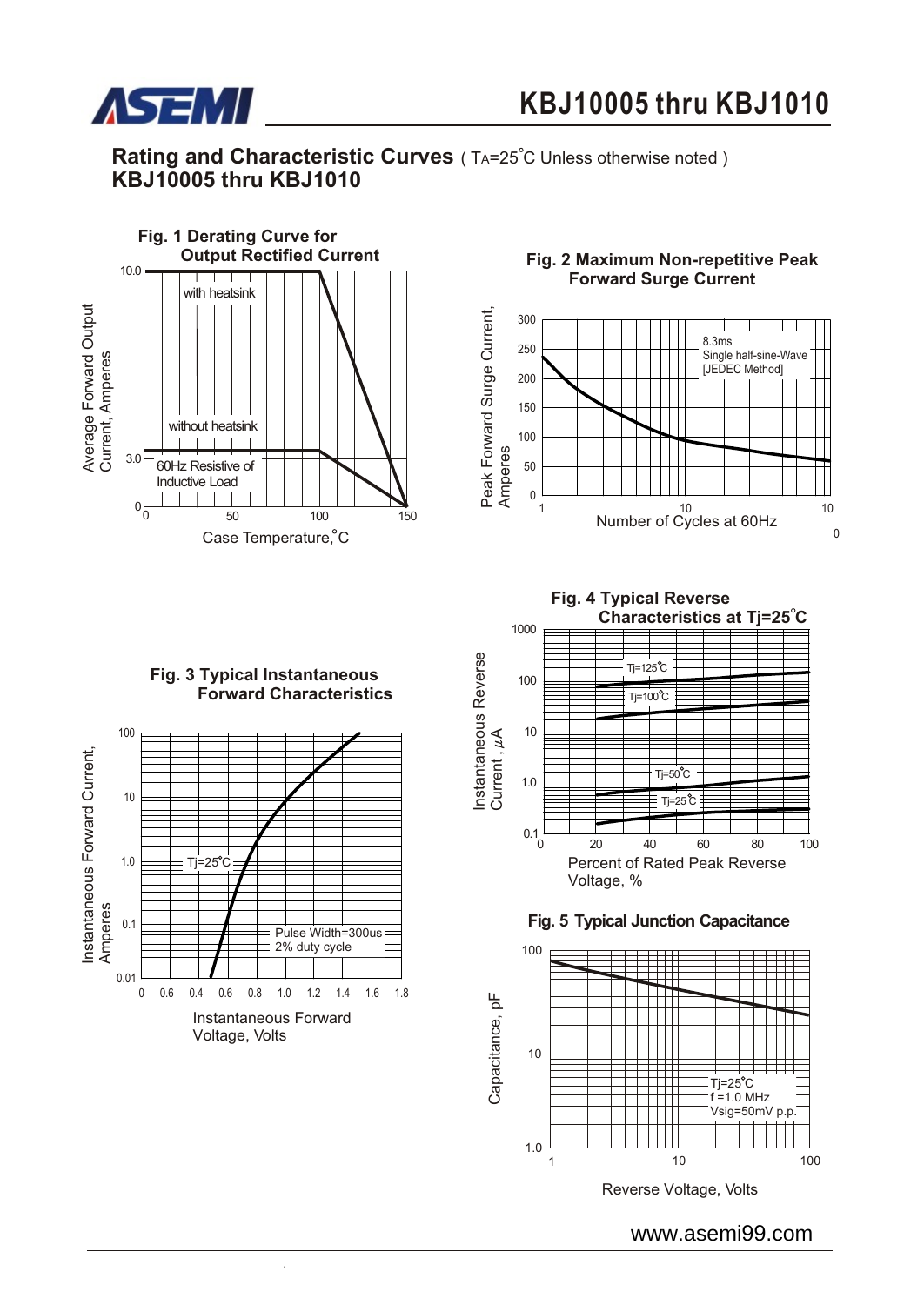# Rating and Characteristic Curves ( $T_A$=25°C Unless otherwise noted )

## KBJ10005 thru KBJ1010

### Fig. 1 Derating Curve for Output Rectified Current

Average Forward Output Current, Amperes

10.0

3.0

0

with heatsink

without heatsink

60Hz Resistive of Inductive Load

0 50 100 150

Case Temperature,°C

### Fig. 2 Maximum Non-repetitive Peak Forward Surge Current

Peak Forward Surge Current, Amperes

300 250 200 150 100 50 0

8.3ms Single half-sine-Wave [JEDEC Method]

1 10 100

Number of Cycles at 60Hz

### Fig. 3 Typical Instantaneous Forward Characteristics

Instantaneous Forward Current, Amperes

100 10 1.0 0.1 0.01

Tj=25°C

Pulse Width=300us 2% duty cycle

0 0.6 0.4 0.6 0.8 1.0 1.2 1.4 1.6 1.8

Instantaneous Forward Voltage, Volts

### Fig. 4 Typical Reverse Characteristics at Tj=25°C

Instantaneous Reverse Current , μA

1000 100 10 1.0 0.1

Tj=125°C

Tj=100°C

Tj=50°C

Tj=25°C

0 20 40 60 80 100

Percent of Rated Peak Reverse Voltage, %

### Fig. 5 Typical Junction Capacitance

Capacitance, pF

100 10 1.0

Tj=25°C f =1.0 MHz Vsig=50mV p.p.

1 10 100

Reverse Voltage, Volts

www.asemi99.com